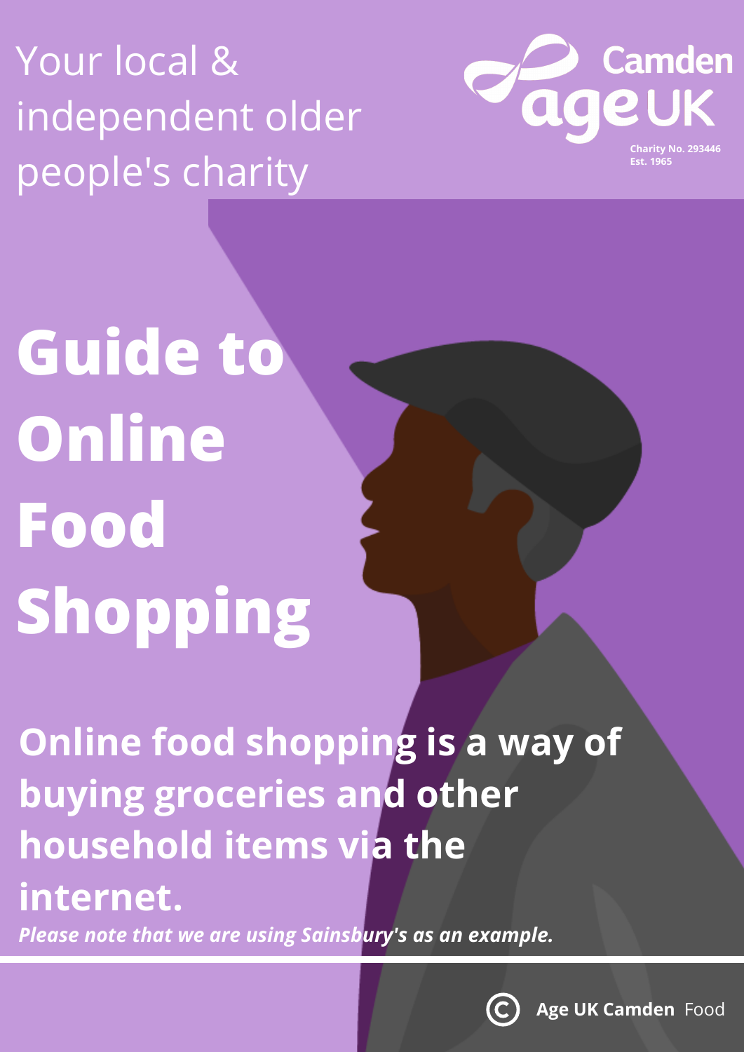Your local & independent older people's charity

Camden
age UK
Charity No. 293446
Est. 1965

# Guide to Online Food Shopping

**Online food shopping is a way of buying groceries and other household items via the internet.**

***Please note that we are using Sainsbury's as an example.***

© **Age UK Camden** Food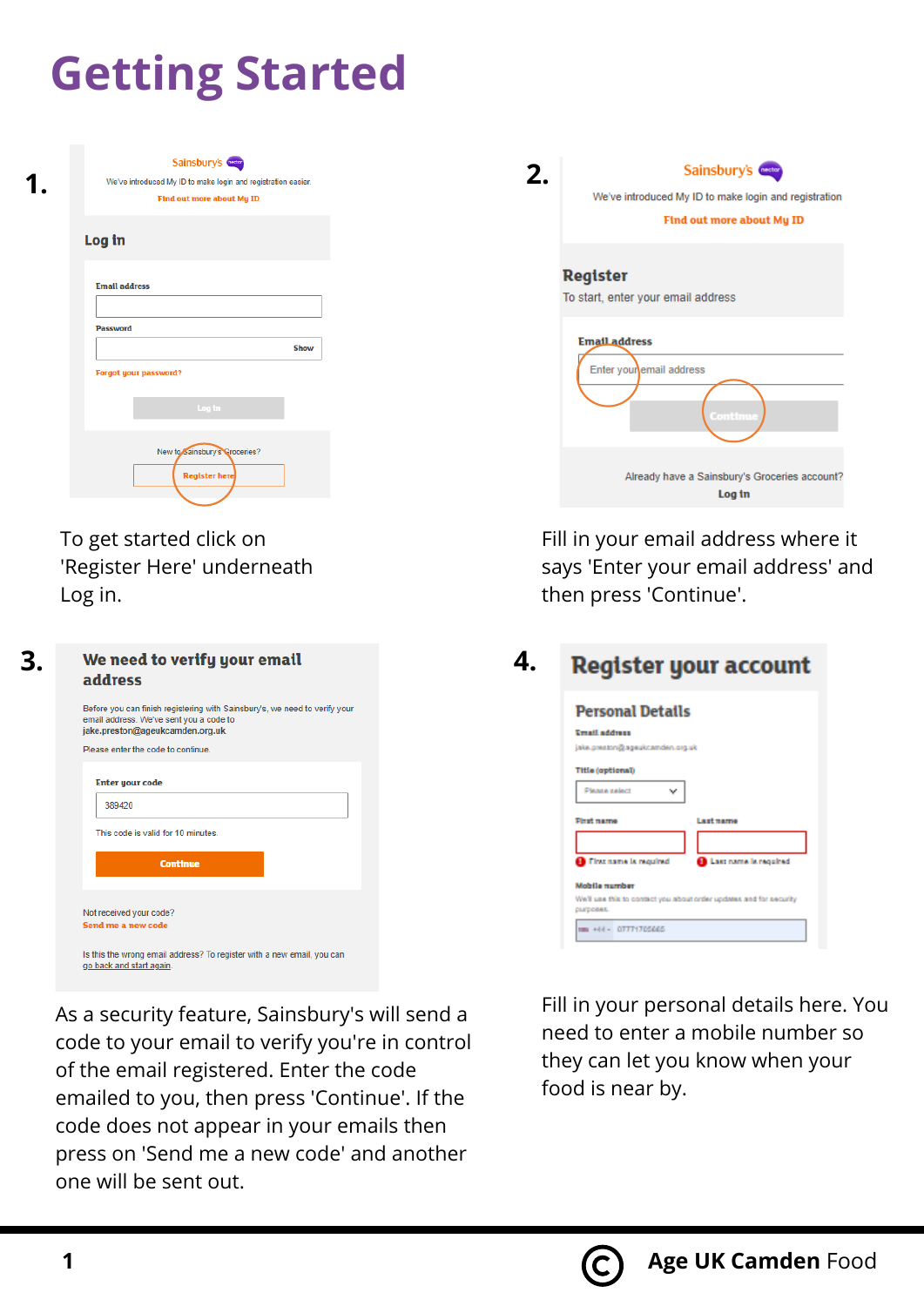# Getting Started

**1.**

To get started click on 'Register Here' underneath Log in.

**2.**

Fill in your email address where it says 'Enter your email address' and then press 'Continue'.

**3.**

As a security feature, Sainsbury's will send a code to your email to verify you're in control of the email registered. Enter the code emailed to you, then press 'Continue'. If the code does not appear in your emails then press on 'Send me a new code' and another one will be sent out.

**4.**

Fill in your personal details here. You need to enter a mobile number so they can let you know when your food is near by.

**Age UK Camden** Food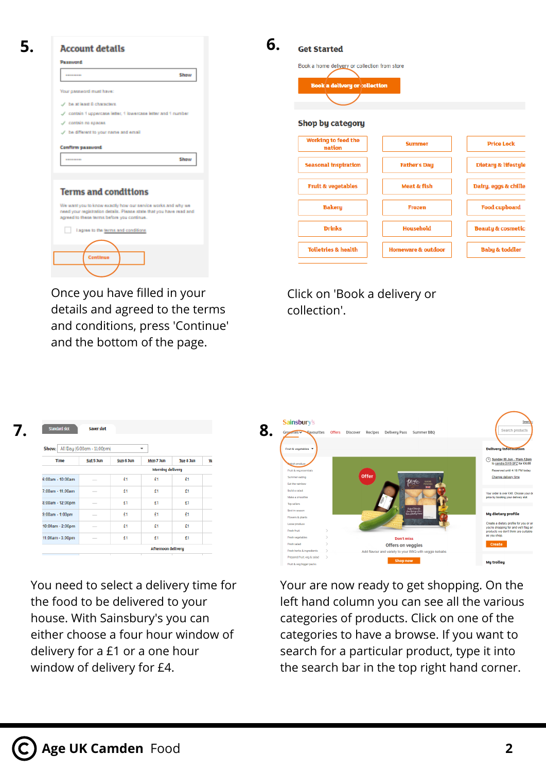**5.**

Once you have filled in your details and agreed to the terms and conditions, press 'Continue' and the bottom of the page.

**6.**

Click on 'Book a delivery or collection'.

**7.**

You need to select a delivery time for the food to be delivered to your house. With Sainsbury's you can either choose a four hour window of delivery for a £1 or a one hour window of delivery for £4.

**8.**

Your are now ready to get shopping. On the left hand column you can see all the various categories of products. Click on one of the categories to have a browse. If you want to search for a particular product, type it into the search bar in the top right hand corner.

**Age UK Camden** Food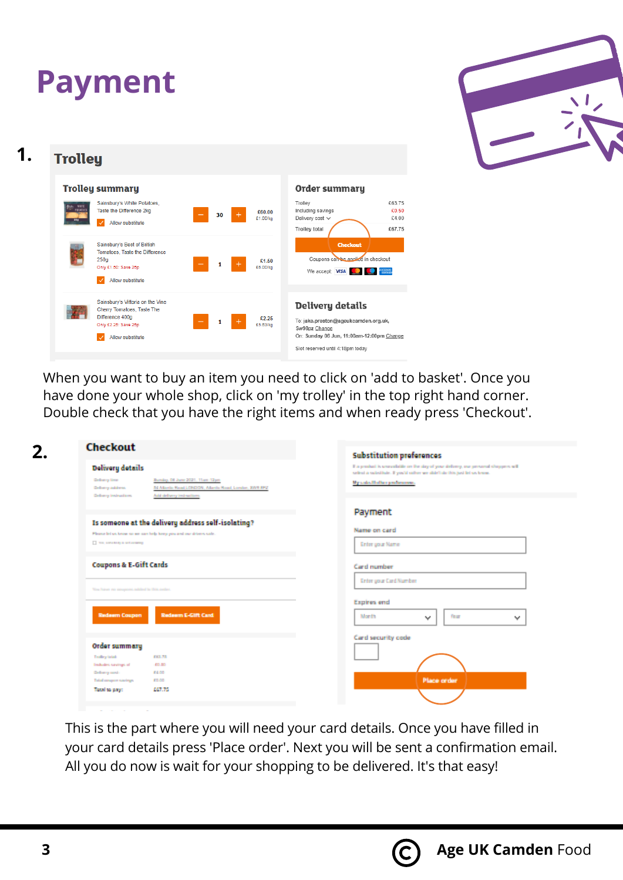# Payment

1.

**Trolley**

**Trolley summary**

Sainsbury's White Potatoes, Taste the Difference 2kg — 30 — £60.00 (£1.00/kg)
Allow substitute

Sainsbury's Best of British Tomatoes, Taste the Difference 250g — 1 — £1.50 (£6.00/kg)
Only £1.50: Save 25p
Allow substitute

Sainsbury's Vittoria on the Vine Cherry Tomatoes, Taste The Difference 400g — 1 — £2.25 (£5.63/kg)
Only £2.25: Save 25p
Allow substitute

**Order summary**

Trolley £63.75
Including savings £0.50
Delivery cost £4.00
Trolley total £67.75

Checkout

Coupons can be applied in checkout

We accept: VISA

**Delivery details**

To: jake.preston@ageukcamden.org.uk, Sw98pz Change
On: Sunday 06 Jun, 11:00am-12:00pm Change

Slot reserved until 4:18pm today

When you want to buy an item you need to click on 'add to basket'. Once you have done your whole shop, click on 'my trolley' in the top right hand corner. Double check that you have the right items and when ready press 'Checkout'.

2.

**Checkout**

**Delivery details**

**Is someone at the delivery address self-isolating?**

**Coupons & E-Gift Cards**

Redeem Coupon | Redeem E-Gift Card

**Order summary**

Total to pay: £67.75

**Substitution preferences**

**Payment**

Name on card
Enter your Name

Card number
Enter your Card Number

Expires end
Month | Year

Card security code

Place order

This is the part where you will need your card details. Once you have filled in your card details press 'Place order'. Next you will be sent a confirmation email. All you do now is wait for your shopping to be delivered. It's that easy!

**Age UK Camden** Food